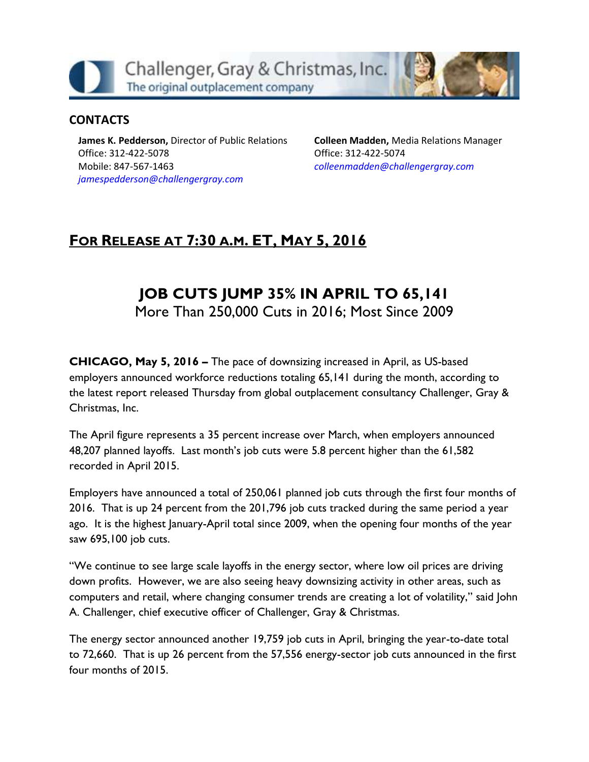Challenger, Gray & Christmas, Inc.
The original outplacement company

**CONTACTS**

**James K. Pedderson,** Director of Public Relations
Office: 312-422-5078
Mobile: 847-567-1463
*jamespedderson@challengergray.com*

**Colleen Madden,** Media Relations Manager
Office: 312-422-5074
*colleenmadden@challengergray.com*

**FOR RELEASE AT 7:30 A.M. ET, MAY 5, 2016**

# JOB CUTS JUMP 35% IN APRIL TO 65,141

## More Than 250,000 Cuts in 2016; Most Since 2009

**CHICAGO, May 5, 2016 –** The pace of downsizing increased in April, as US-based employers announced workforce reductions totaling 65,141 during the month, according to the latest report released Thursday from global outplacement consultancy Challenger, Gray & Christmas, Inc.

The April figure represents a 35 percent increase over March, when employers announced 48,207 planned layoffs. Last month's job cuts were 5.8 percent higher than the 61,582 recorded in April 2015.

Employers have announced a total of 250,061 planned job cuts through the first four months of 2016. That is up 24 percent from the 201,796 job cuts tracked during the same period a year ago. It is the highest January-April total since 2009, when the opening four months of the year saw 695,100 job cuts.

"We continue to see large scale layoffs in the energy sector, where low oil prices are driving down profits. However, we are also seeing heavy downsizing activity in other areas, such as computers and retail, where changing consumer trends are creating a lot of volatility," said John A. Challenger, chief executive officer of Challenger, Gray & Christmas.

The energy sector announced another 19,759 job cuts in April, bringing the year-to-date total to 72,660. That is up 26 percent from the 57,556 energy-sector job cuts announced in the first four months of 2015.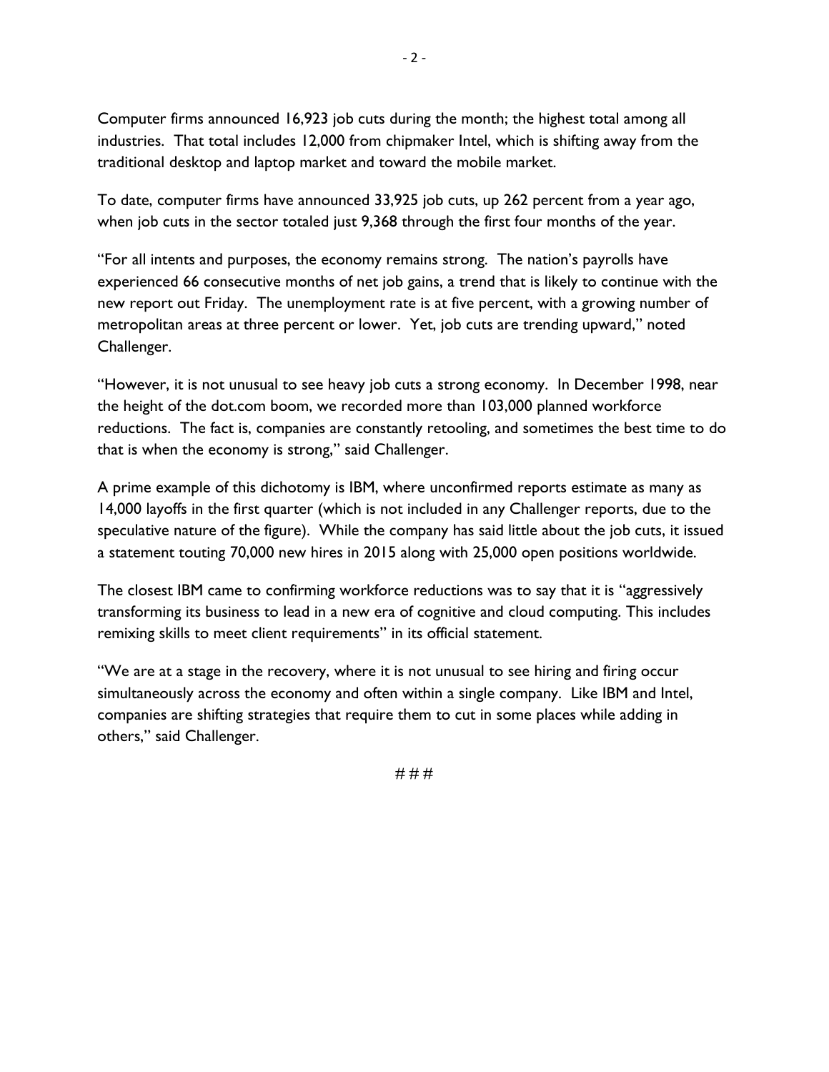Computer firms announced 16,923 job cuts during the month; the highest total among all industries. That total includes 12,000 from chipmaker Intel, which is shifting away from the traditional desktop and laptop market and toward the mobile market.

To date, computer firms have announced 33,925 job cuts, up 262 percent from a year ago, when job cuts in the sector totaled just 9,368 through the first four months of the year.

"For all intents and purposes, the economy remains strong. The nation's payrolls have experienced 66 consecutive months of net job gains, a trend that is likely to continue with the new report out Friday. The unemployment rate is at five percent, with a growing number of metropolitan areas at three percent or lower. Yet, job cuts are trending upward," noted Challenger.

"However, it is not unusual to see heavy job cuts a strong economy. In December 1998, near the height of the dot.com boom, we recorded more than 103,000 planned workforce reductions. The fact is, companies are constantly retooling, and sometimes the best time to do that is when the economy is strong," said Challenger.

A prime example of this dichotomy is IBM, where unconfirmed reports estimate as many as 14,000 layoffs in the first quarter (which is not included in any Challenger reports, due to the speculative nature of the figure). While the company has said little about the job cuts, it issued a statement touting 70,000 new hires in 2015 along with 25,000 open positions worldwide.

The closest IBM came to confirming workforce reductions was to say that it is "aggressively transforming its business to lead in a new era of cognitive and cloud computing. This includes remixing skills to meet client requirements" in its official statement.

"We are at a stage in the recovery, where it is not unusual to see hiring and firing occur simultaneously across the economy and often within a single company. Like IBM and Intel, companies are shifting strategies that require them to cut in some places while adding in others," said Challenger.

# # #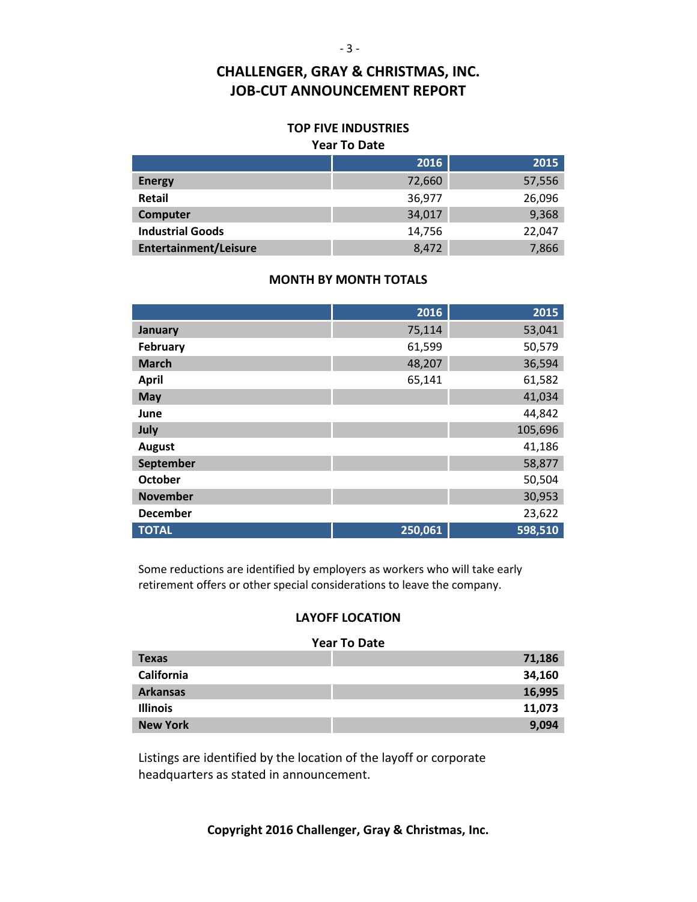# CHALLENGER, GRAY & CHRISTMAS, INC.
# JOB-CUT ANNOUNCEMENT REPORT

### TOP FIVE INDUSTRIES

**Year To Date**

| | 2016 | 2015 |
|---|---|---|
| **Energy** | 72,660 | 57,556 |
| **Retail** | 36,977 | 26,096 |
| **Computer** | 34,017 | 9,368 |
| **Industrial Goods** | 14,756 | 22,047 |
| **Entertainment/Leisure** | 8,472 | 7,866 |

### MONTH BY MONTH TOTALS

| | 2016 | 2015 |
|---|---|---|
| **January** | 75,114 | 53,041 |
| **February** | 61,599 | 50,579 |
| **March** | 48,207 | 36,594 |
| **April** | 65,141 | 61,582 |
| **May** | | 41,034 |
| **June** | | 44,842 |
| **July** | | 105,696 |
| **August** | | 41,186 |
| **September** | | 58,877 |
| **October** | | 50,504 |
| **November** | | 30,953 |
| **December** | | 23,622 |
| **TOTAL** | **250,061** | **598,510** |

Some reductions are identified by employers as workers who will take early retirement offers or other special considerations to leave the company.

### LAYOFF LOCATION

**Year To Date**

| | |
|---|---|
| **Texas** | **71,186** |
| **California** | **34,160** |
| **Arkansas** | **16,995** |
| **Illinois** | **11,073** |
| **New York** | **9,094** |

Listings are identified by the location of the layoff or corporate headquarters as stated in announcement.

**Copyright 2016 Challenger, Gray & Christmas, Inc.**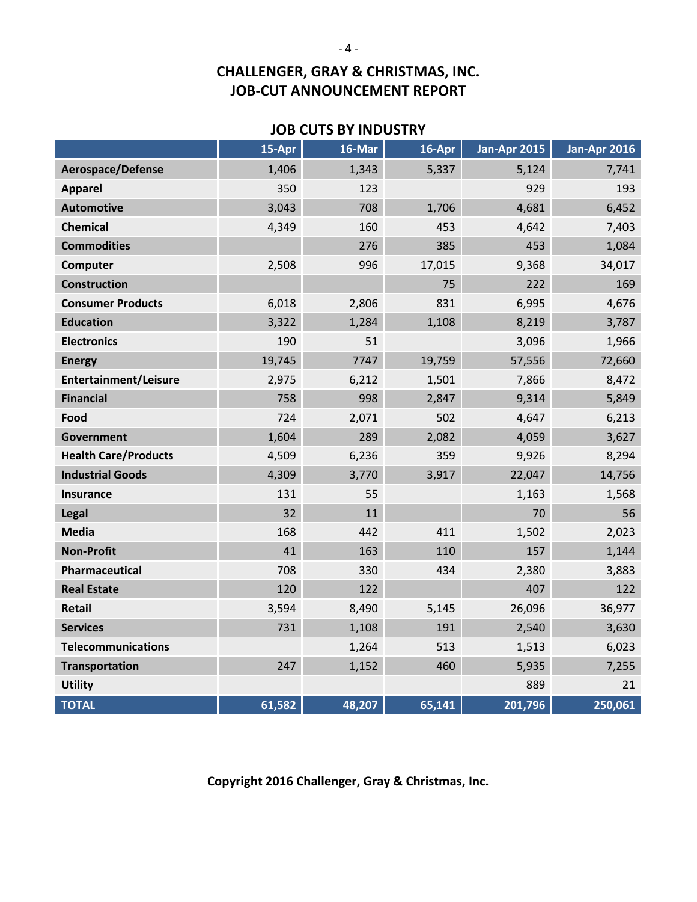# CHALLENGER, GRAY & CHRISTMAS, INC.
# JOB-CUT ANNOUNCEMENT REPORT

## JOB CUTS BY INDUSTRY

| | 15-Apr | 16-Mar | 16-Apr | Jan-Apr 2015 | Jan-Apr 2016 |
|---|---|---|---|---|---|
| **Aerospace/Defense** | 1,406 | 1,343 | 5,337 | 5,124 | 7,741 |
| **Apparel** | 350 | 123 | | 929 | 193 |
| **Automotive** | 3,043 | 708 | 1,706 | 4,681 | 6,452 |
| **Chemical** | 4,349 | 160 | 453 | 4,642 | 7,403 |
| **Commodities** | | 276 | 385 | 453 | 1,084 |
| **Computer** | 2,508 | 996 | 17,015 | 9,368 | 34,017 |
| **Construction** | | | 75 | 222 | 169 |
| **Consumer Products** | 6,018 | 2,806 | 831 | 6,995 | 4,676 |
| **Education** | 3,322 | 1,284 | 1,108 | 8,219 | 3,787 |
| **Electronics** | 190 | 51 | | 3,096 | 1,966 |
| **Energy** | 19,745 | 7747 | 19,759 | 57,556 | 72,660 |
| **Entertainment/Leisure** | 2,975 | 6,212 | 1,501 | 7,866 | 8,472 |
| **Financial** | 758 | 998 | 2,847 | 9,314 | 5,849 |
| **Food** | 724 | 2,071 | 502 | 4,647 | 6,213 |
| **Government** | 1,604 | 289 | 2,082 | 4,059 | 3,627 |
| **Health Care/Products** | 4,509 | 6,236 | 359 | 9,926 | 8,294 |
| **Industrial Goods** | 4,309 | 3,770 | 3,917 | 22,047 | 14,756 |
| **Insurance** | 131 | 55 | | 1,163 | 1,568 |
| **Legal** | 32 | 11 | | 70 | 56 |
| **Media** | 168 | 442 | 411 | 1,502 | 2,023 |
| **Non-Profit** | 41 | 163 | 110 | 157 | 1,144 |
| **Pharmaceutical** | 708 | 330 | 434 | 2,380 | 3,883 |
| **Real Estate** | 120 | 122 | | 407 | 122 |
| **Retail** | 3,594 | 8,490 | 5,145 | 26,096 | 36,977 |
| **Services** | 731 | 1,108 | 191 | 2,540 | 3,630 |
| **Telecommunications** | | 1,264 | 513 | 1,513 | 6,023 |
| **Transportation** | 247 | 1,152 | 460 | 5,935 | 7,255 |
| **Utility** | | | | 889 | 21 |
| **TOTAL** | **61,582** | **48,207** | **65,141** | **201,796** | **250,061** |

**Copyright 2016 Challenger, Gray & Christmas, Inc.**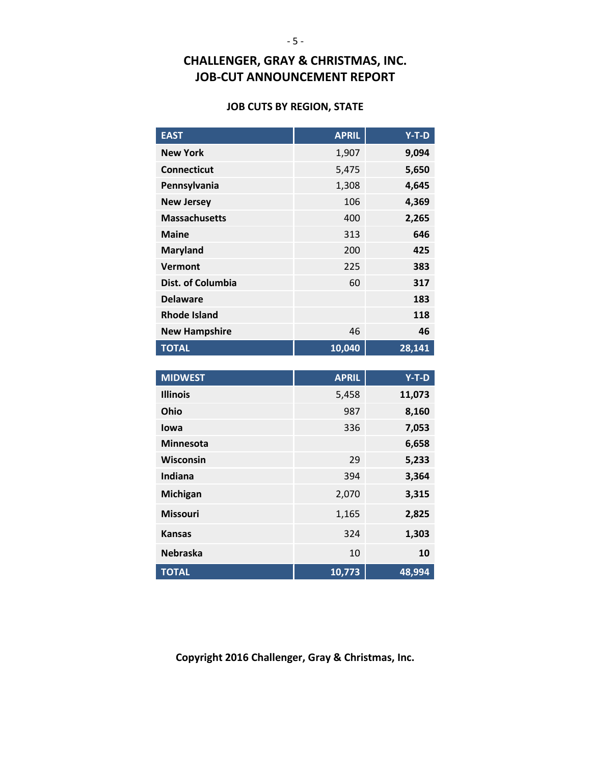# CHALLENGER, GRAY & CHRISTMAS, INC.
# JOB-CUT ANNOUNCEMENT REPORT

### JOB CUTS BY REGION, STATE

| EAST | APRIL | Y-T-D |
|---|---:|---:|
| **New York** | 1,907 | **9,094** |
| **Connecticut** | 5,475 | **5,650** |
| **Pennsylvania** | 1,308 | **4,645** |
| **New Jersey** | 106 | **4,369** |
| **Massachusetts** | 400 | **2,265** |
| **Maine** | 313 | **646** |
| **Maryland** | 200 | **425** |
| **Vermont** | 225 | **383** |
| **Dist. of Columbia** | 60 | **317** |
| **Delaware** | | **183** |
| **Rhode Island** | | **118** |
| **New Hampshire** | 46 | **46** |
| **TOTAL** | **10,040** | **28,141** |

| MIDWEST | APRIL | Y-T-D |
|---|---:|---:|
| **Illinois** | 5,458 | **11,073** |
| **Ohio** | 987 | **8,160** |
| **Iowa** | 336 | **7,053** |
| **Minnesota** | | **6,658** |
| **Wisconsin** | 29 | **5,233** |
| **Indiana** | 394 | **3,364** |
| **Michigan** | 2,070 | **3,315** |
| **Missouri** | 1,165 | **2,825** |
| **Kansas** | 324 | **1,303** |
| **Nebraska** | 10 | **10** |
| **TOTAL** | **10,773** | **48,994** |

**Copyright 2016 Challenger, Gray & Christmas, Inc.**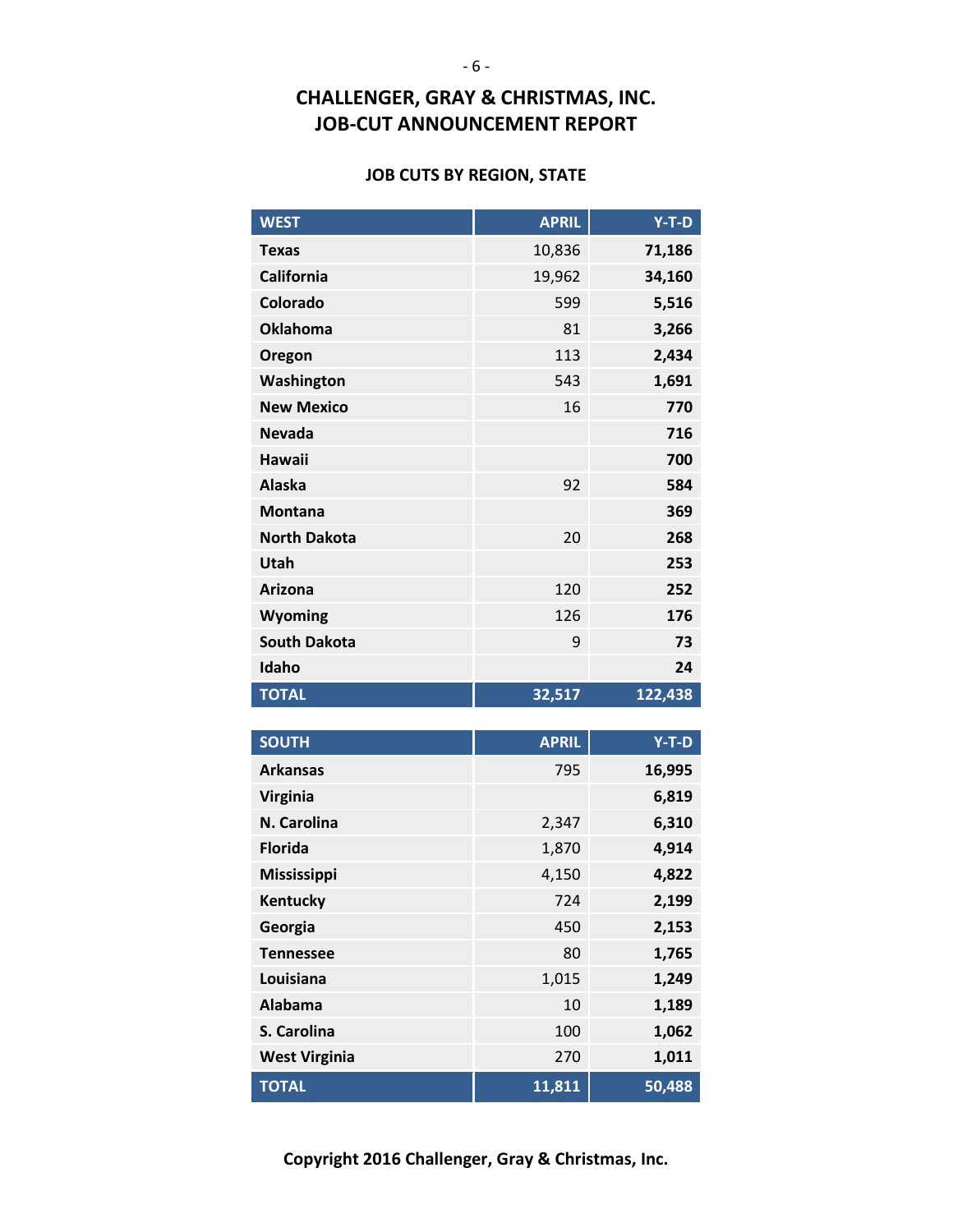# CHALLENGER, GRAY & CHRISTMAS, INC.
# JOB-CUT ANNOUNCEMENT REPORT

### JOB CUTS BY REGION, STATE

| WEST | APRIL | Y-T-D |
|---|---|---|
| Texas | 10,836 | **71,186** |
| California | 19,962 | **34,160** |
| Colorado | 599 | **5,516** |
| Oklahoma | 81 | **3,266** |
| Oregon | 113 | **2,434** |
| Washington | 543 | **1,691** |
| New Mexico | 16 | **770** |
| Nevada | | **716** |
| Hawaii | | **700** |
| Alaska | 92 | **584** |
| Montana | | **369** |
| North Dakota | 20 | **268** |
| Utah | | **253** |
| Arizona | 120 | **252** |
| Wyoming | 126 | **176** |
| South Dakota | 9 | **73** |
| Idaho | | **24** |
| **TOTAL** | **32,517** | **122,438** |

| SOUTH | APRIL | Y-T-D |
|---|---|---|
| Arkansas | 795 | **16,995** |
| Virginia | | **6,819** |
| N. Carolina | 2,347 | **6,310** |
| Florida | 1,870 | **4,914** |
| Mississippi | 4,150 | **4,822** |
| Kentucky | 724 | **2,199** |
| Georgia | 450 | **2,153** |
| Tennessee | 80 | **1,765** |
| Louisiana | 1,015 | **1,249** |
| Alabama | 10 | **1,189** |
| S. Carolina | 100 | **1,062** |
| West Virginia | 270 | **1,011** |
| **TOTAL** | **11,811** | **50,488** |

**Copyright 2016 Challenger, Gray & Christmas, Inc.**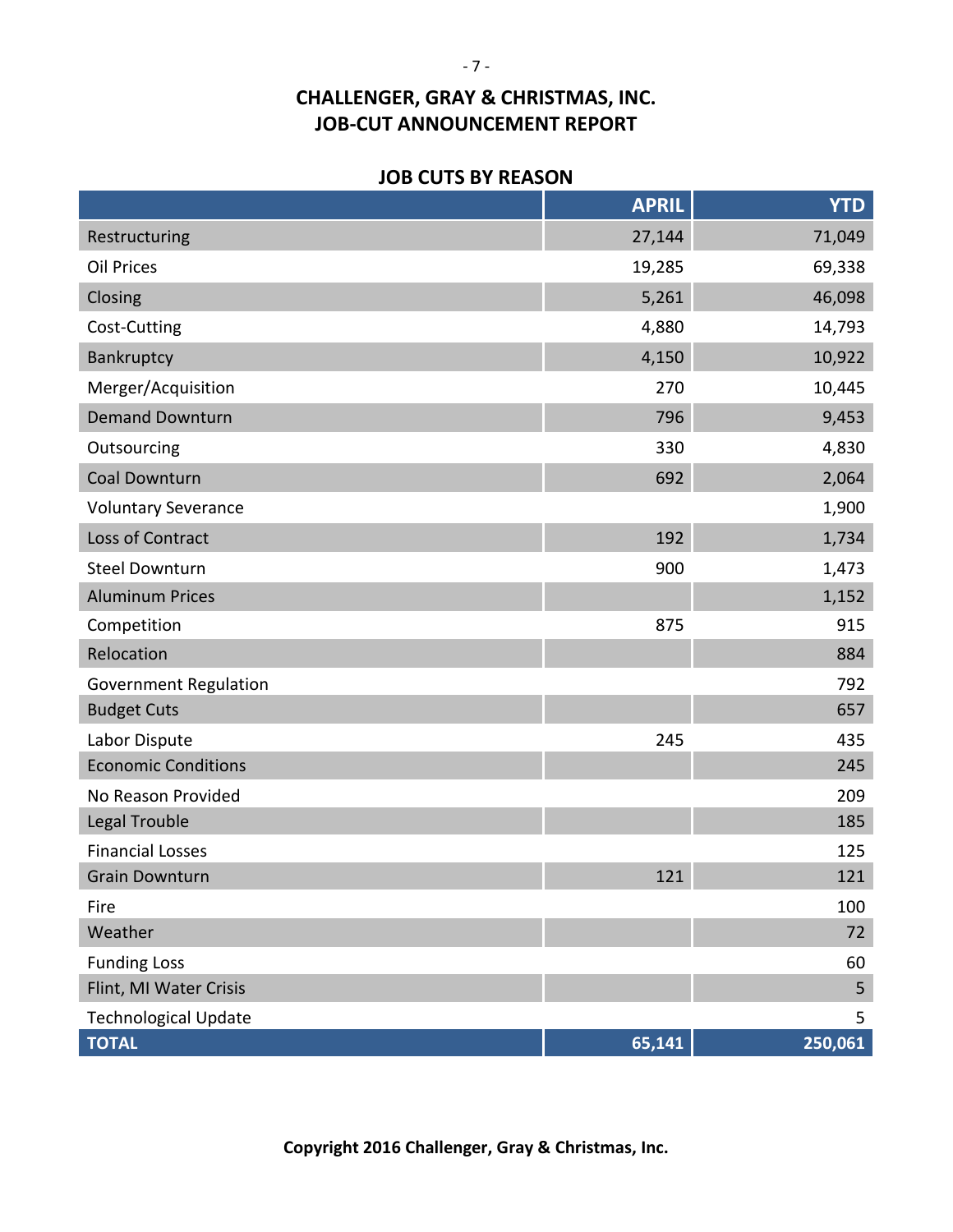# CHALLENGER, GRAY & CHRISTMAS, INC.
# JOB-CUT ANNOUNCEMENT REPORT

## JOB CUTS BY REASON

| | APRIL | YTD |
|---|---|---|
| Restructuring | 27,144 | 71,049 |
| Oil Prices | 19,285 | 69,338 |
| Closing | 5,261 | 46,098 |
| Cost-Cutting | 4,880 | 14,793 |
| Bankruptcy | 4,150 | 10,922 |
| Merger/Acquisition | 270 | 10,445 |
| Demand Downturn | 796 | 9,453 |
| Outsourcing | 330 | 4,830 |
| Coal Downturn | 692 | 2,064 |
| Voluntary Severance | | 1,900 |
| Loss of Contract | 192 | 1,734 |
| Steel Downturn | 900 | 1,473 |
| Aluminum Prices | | 1,152 |
| Competition | 875 | 915 |
| Relocation | | 884 |
| Government Regulation | | 792 |
| Budget Cuts | | 657 |
| Labor Dispute | 245 | 435 |
| Economic Conditions | | 245 |
| No Reason Provided | | 209 |
| Legal Trouble | | 185 |
| Financial Losses | | 125 |
| Grain Downturn | 121 | 121 |
| Fire | | 100 |
| Weather | | 72 |
| Funding Loss | | 60 |
| Flint, MI Water Crisis | | 5 |
| Technological Update | | 5 |
| **TOTAL** | **65,141** | **250,061** |

**Copyright 2016 Challenger, Gray & Christmas, Inc.**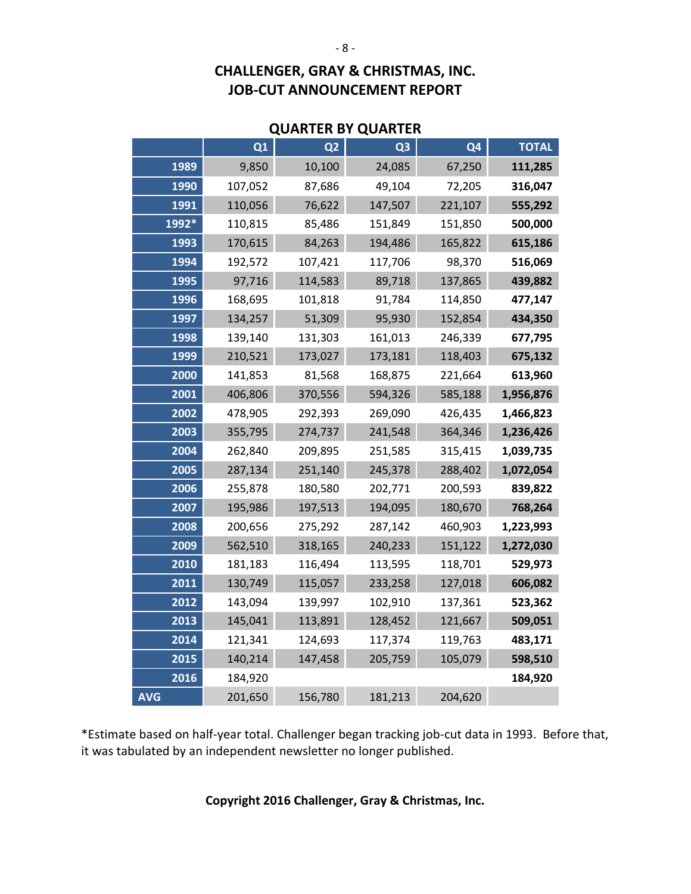# CHALLENGER, GRAY & CHRISTMAS, INC.
# JOB-CUT ANNOUNCEMENT REPORT

## QUARTER BY QUARTER

| | Q1 | Q2 | Q3 | Q4 | TOTAL |
|---|---|---|---|---|---|
| 1989 | 9,850 | 10,100 | 24,085 | 67,250 | **111,285** |
| 1990 | 107,052 | 87,686 | 49,104 | 72,205 | **316,047** |
| 1991 | 110,056 | 76,622 | 147,507 | 221,107 | **555,292** |
| 1992* | 110,815 | 85,486 | 151,849 | 151,850 | **500,000** |
| 1993 | 170,615 | 84,263 | 194,486 | 165,822 | **615,186** |
| 1994 | 192,572 | 107,421 | 117,706 | 98,370 | **516,069** |
| 1995 | 97,716 | 114,583 | 89,718 | 137,865 | **439,882** |
| 1996 | 168,695 | 101,818 | 91,784 | 114,850 | **477,147** |
| 1997 | 134,257 | 51,309 | 95,930 | 152,854 | **434,350** |
| 1998 | 139,140 | 131,303 | 161,013 | 246,339 | **677,795** |
| 1999 | 210,521 | 173,027 | 173,181 | 118,403 | **675,132** |
| 2000 | 141,853 | 81,568 | 168,875 | 221,664 | **613,960** |
| 2001 | 406,806 | 370,556 | 594,326 | 585,188 | **1,956,876** |
| 2002 | 478,905 | 292,393 | 269,090 | 426,435 | **1,466,823** |
| 2003 | 355,795 | 274,737 | 241,548 | 364,346 | **1,236,426** |
| 2004 | 262,840 | 209,895 | 251,585 | 315,415 | **1,039,735** |
| 2005 | 287,134 | 251,140 | 245,378 | 288,402 | **1,072,054** |
| 2006 | 255,878 | 180,580 | 202,771 | 200,593 | **839,822** |
| 2007 | 195,986 | 197,513 | 194,095 | 180,670 | **768,264** |
| 2008 | 200,656 | 275,292 | 287,142 | 460,903 | **1,223,993** |
| 2009 | 562,510 | 318,165 | 240,233 | 151,122 | **1,272,030** |
| 2010 | 181,183 | 116,494 | 113,595 | 118,701 | **529,973** |
| 2011 | 130,749 | 115,057 | 233,258 | 127,018 | **606,082** |
| 2012 | 143,094 | 139,997 | 102,910 | 137,361 | **523,362** |
| 2013 | 145,041 | 113,891 | 128,452 | 121,667 | **509,051** |
| 2014 | 121,341 | 124,693 | 117,374 | 119,763 | **483,171** |
| 2015 | 140,214 | 147,458 | 205,759 | 105,079 | **598,510** |
| 2016 | 184,920 | | | | **184,920** |
| AVG | 201,650 | 156,780 | 181,213 | 204,620 | |

*Estimate based on half-year total. Challenger began tracking job-cut data in 1993. Before that, it was tabulated by an independent newsletter no longer published.

**Copyright 2016 Challenger, Gray & Christmas, Inc.**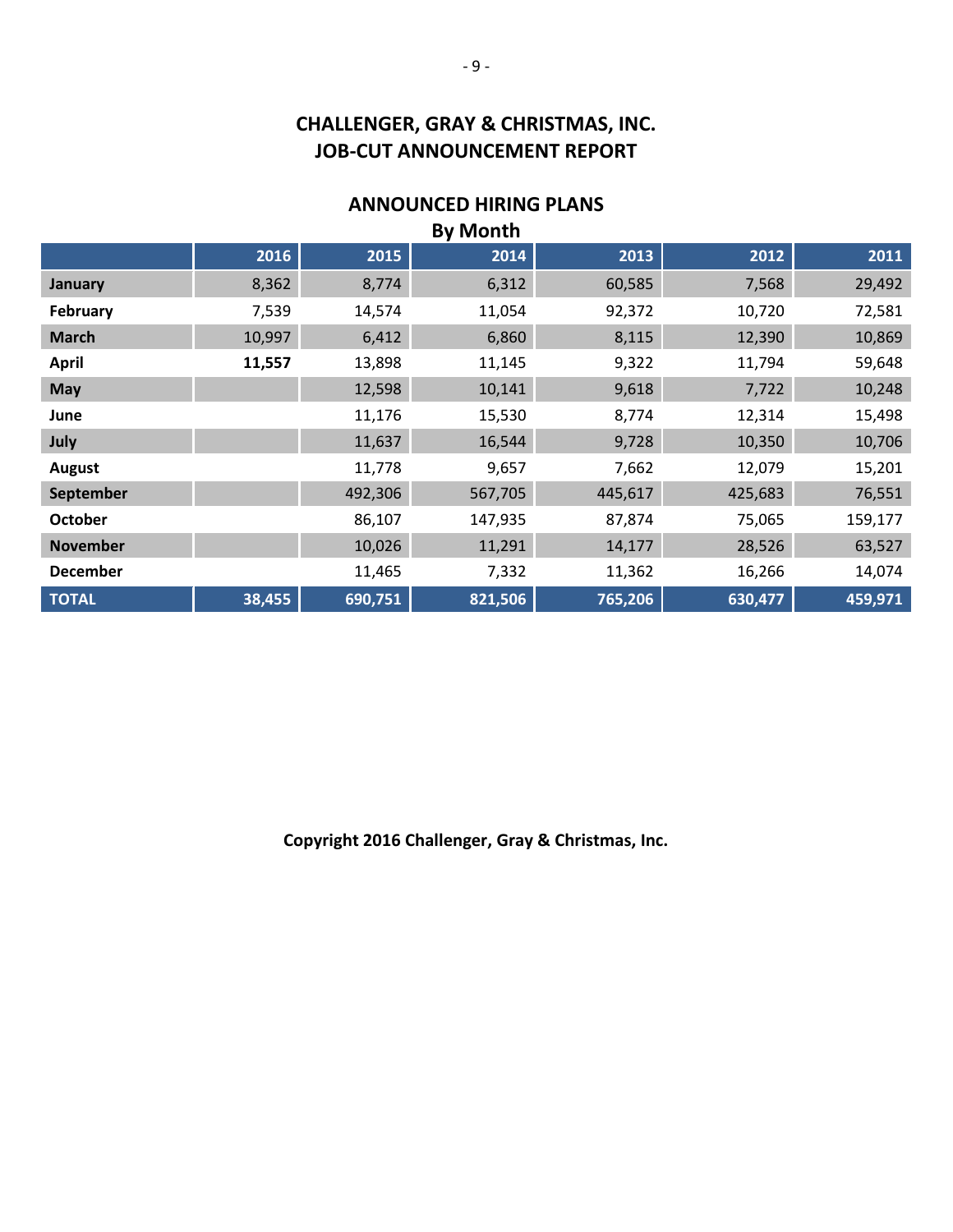# CHALLENGER, GRAY & CHRISTMAS, INC.
# JOB-CUT ANNOUNCEMENT REPORT

## ANNOUNCED HIRING PLANS
### By Month

| | 2016 | 2015 | 2014 | 2013 | 2012 | 2011 |
|---|---|---|---|---|---|---|
| **January** | 8,362 | 8,774 | 6,312 | 60,585 | 7,568 | 29,492 |
| **February** | 7,539 | 14,574 | 11,054 | 92,372 | 10,720 | 72,581 |
| **March** | 10,997 | 6,412 | 6,860 | 8,115 | 12,390 | 10,869 |
| **April** | **11,557** | 13,898 | 11,145 | 9,322 | 11,794 | 59,648 |
| **May** | | 12,598 | 10,141 | 9,618 | 7,722 | 10,248 |
| **June** | | 11,176 | 15,530 | 8,774 | 12,314 | 15,498 |
| **July** | | 11,637 | 16,544 | 9,728 | 10,350 | 10,706 |
| **August** | | 11,778 | 9,657 | 7,662 | 12,079 | 15,201 |
| **September** | | 492,306 | 567,705 | 445,617 | 425,683 | 76,551 |
| **October** | | 86,107 | 147,935 | 87,874 | 75,065 | 159,177 |
| **November** | | 10,026 | 11,291 | 14,177 | 28,526 | 63,527 |
| **December** | | 11,465 | 7,332 | 11,362 | 16,266 | 14,074 |
| **TOTAL** | **38,455** | **690,751** | **821,506** | **765,206** | **630,477** | **459,971** |

**Copyright 2016 Challenger, Gray & Christmas, Inc.**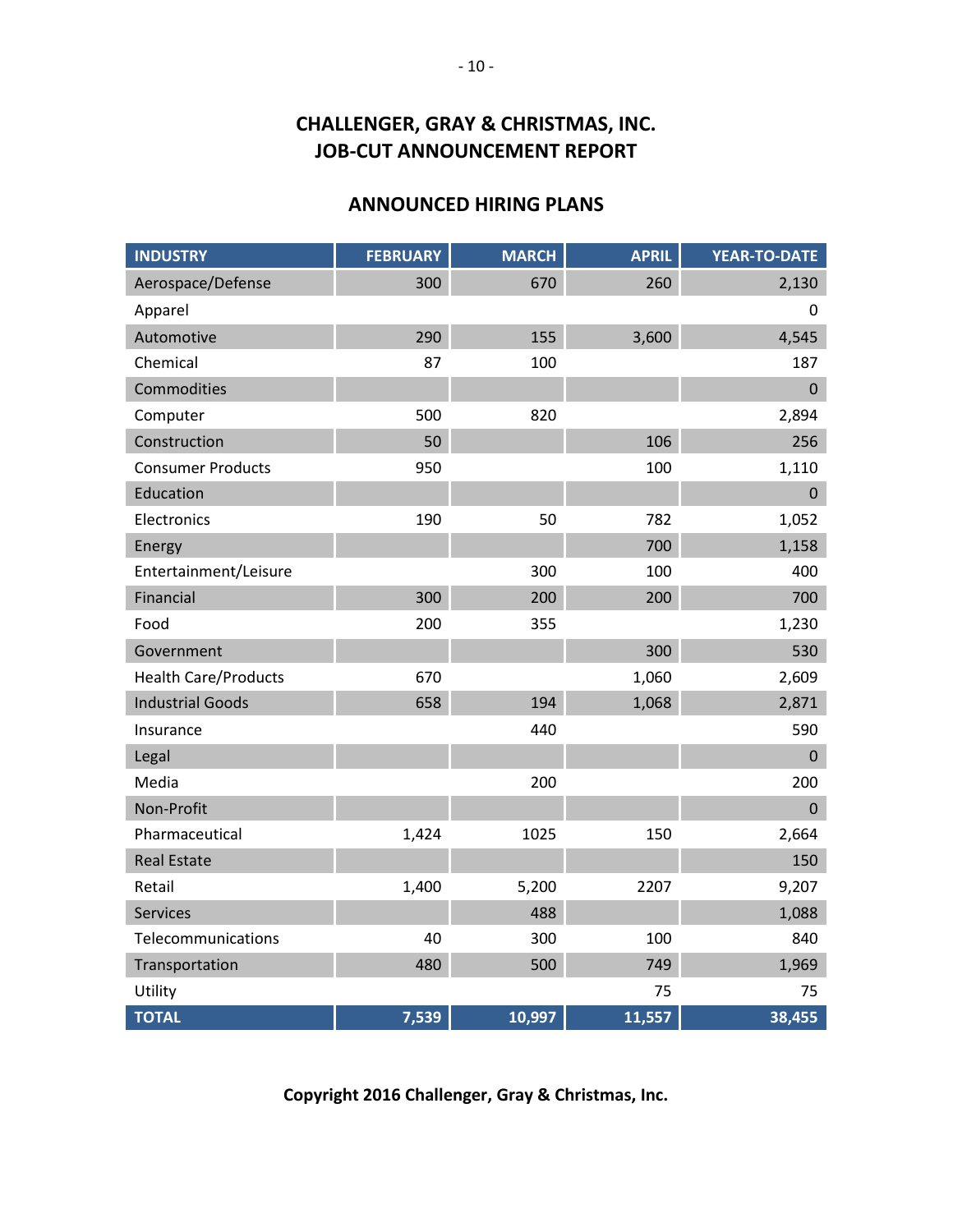## CHALLENGER, GRAY & CHRISTMAS, INC.
## JOB-CUT ANNOUNCEMENT REPORT

### ANNOUNCED HIRING PLANS

| INDUSTRY | FEBRUARY | MARCH | APRIL | YEAR-TO-DATE |
|---|---|---|---|---|
| Aerospace/Defense | 300 | 670 | 260 | 2,130 |
| Apparel | | | | 0 |
| Automotive | 290 | 155 | 3,600 | 4,545 |
| Chemical | 87 | 100 | | 187 |
| Commodities | | | | 0 |
| Computer | 500 | 820 | | 2,894 |
| Construction | 50 | | 106 | 256 |
| Consumer Products | 950 | | 100 | 1,110 |
| Education | | | | 0 |
| Electronics | 190 | 50 | 782 | 1,052 |
| Energy | | | 700 | 1,158 |
| Entertainment/Leisure | | 300 | 100 | 400 |
| Financial | 300 | 200 | 200 | 700 |
| Food | 200 | 355 | | 1,230 |
| Government | | | 300 | 530 |
| Health Care/Products | 670 | | 1,060 | 2,609 |
| Industrial Goods | 658 | 194 | 1,068 | 2,871 |
| Insurance | | 440 | | 590 |
| Legal | | | | 0 |
| Media | | 200 | | 200 |
| Non-Profit | | | | 0 |
| Pharmaceutical | 1,424 | 1025 | 150 | 2,664 |
| Real Estate | | | | 150 |
| Retail | 1,400 | 5,200 | 2207 | 9,207 |
| Services | | 488 | | 1,088 |
| Telecommunications | 40 | 300 | 100 | 840 |
| Transportation | 480 | 500 | 749 | 1,969 |
| Utility | | | 75 | 75 |
| **TOTAL** | **7,539** | **10,997** | **11,557** | **38,455** |

**Copyright 2016 Challenger, Gray & Christmas, Inc.**